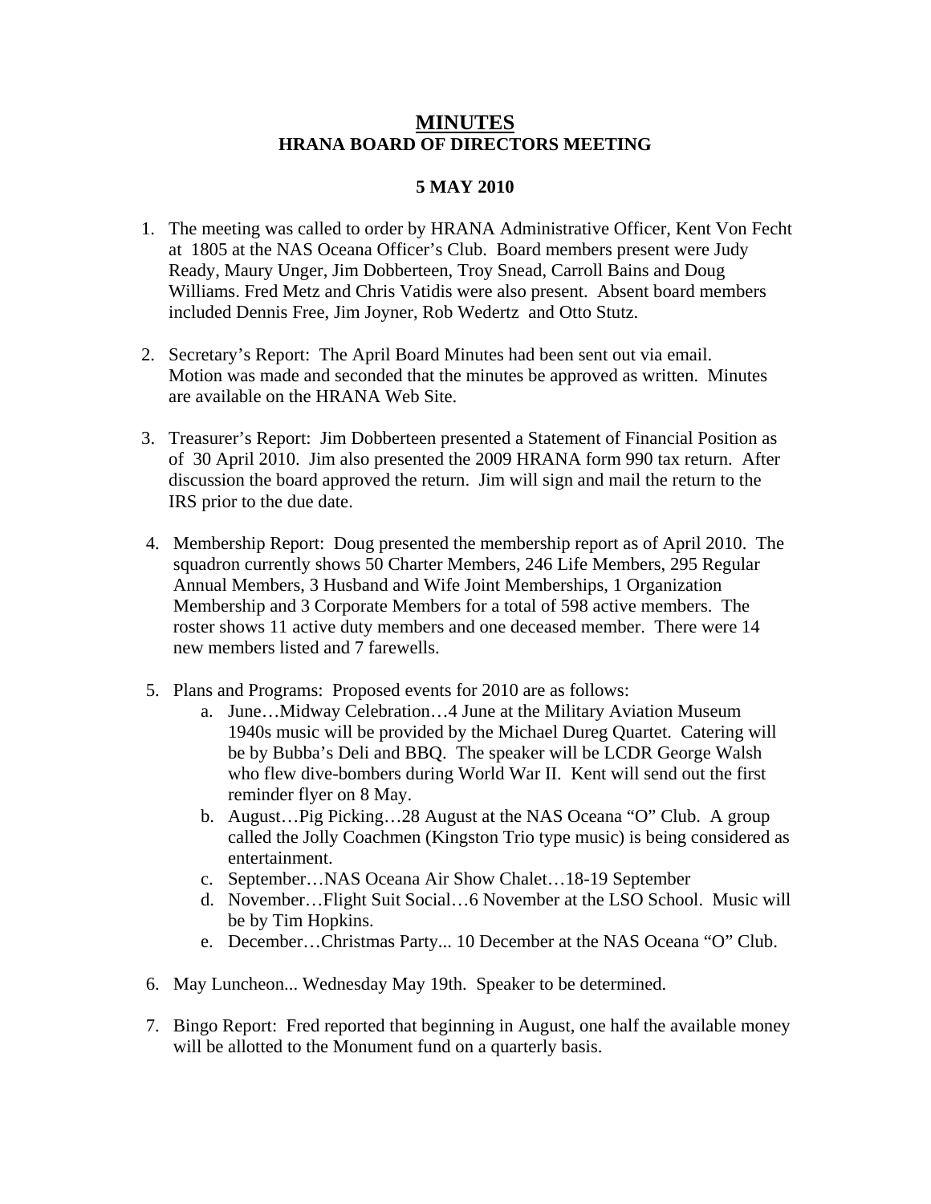# MINUTES

## HRANA BOARD OF DIRECTORS MEETING

### 5 MAY 2010

1. The meeting was called to order by HRANA Administrative Officer, Kent Von Fecht at 1805 at the NAS Oceana Officer's Club. Board members present were Judy Ready, Maury Unger, Jim Dobberteen, Troy Snead, Carroll Bains and Doug Williams. Fred Metz and Chris Vatidis were also present. Absent board members included Dennis Free, Jim Joyner, Rob Wedertz and Otto Stutz.

2. Secretary's Report: The April Board Minutes had been sent out via email. Motion was made and seconded that the minutes be approved as written. Minutes are available on the HRANA Web Site.

3. Treasurer's Report: Jim Dobberteen presented a Statement of Financial Position as of 30 April 2010. Jim also presented the 2009 HRANA form 990 tax return. After discussion the board approved the return. Jim will sign and mail the return to the IRS prior to the due date.

4. Membership Report: Doug presented the membership report as of April 2010. The squadron currently shows 50 Charter Members, 246 Life Members, 295 Regular Annual Members, 3 Husband and Wife Joint Memberships, 1 Organization Membership and 3 Corporate Members for a total of 598 active members. The roster shows 11 active duty members and one deceased member. There were 14 new members listed and 7 farewells.

5. Plans and Programs: Proposed events for 2010 are as follows:
   a. June…Midway Celebration…4 June at the Military Aviation Museum 1940s music will be provided by the Michael Dureg Quartet. Catering will be by Bubba's Deli and BBQ. The speaker will be LCDR George Walsh who flew dive-bombers during World War II. Kent will send out the first reminder flyer on 8 May.
   b. August…Pig Picking…28 August at the NAS Oceana "O" Club. A group called the Jolly Coachmen (Kingston Trio type music) is being considered as entertainment.
   c. September…NAS Oceana Air Show Chalet…18-19 September
   d. November…Flight Suit Social…6 November at the LSO School. Music will be by Tim Hopkins.
   e. December…Christmas Party... 10 December at the NAS Oceana "O" Club.

6. May Luncheon... Wednesday May 19th. Speaker to be determined.

7. Bingo Report: Fred reported that beginning in August, one half the available money will be allotted to the Monument fund on a quarterly basis.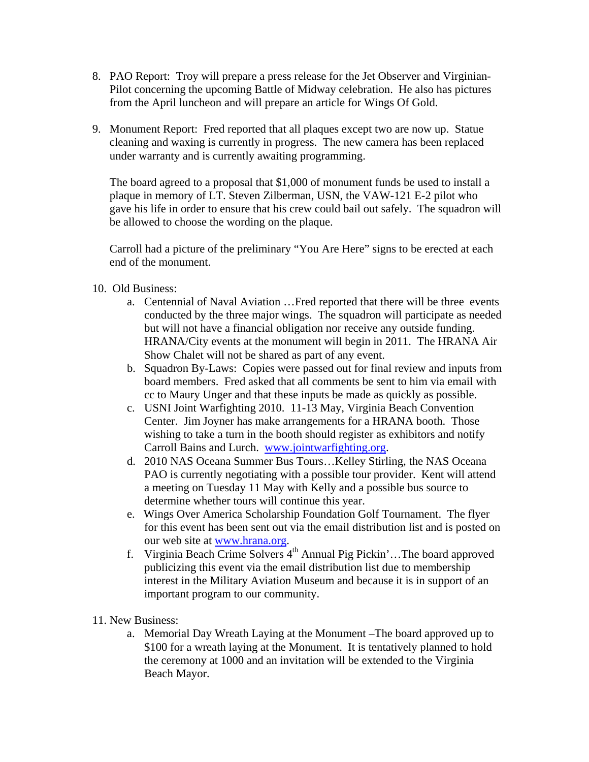8. PAO Report: Troy will prepare a press release for the Jet Observer and Virginian-Pilot concerning the upcoming Battle of Midway celebration. He also has pictures from the April luncheon and will prepare an article for Wings Of Gold.

9. Monument Report: Fred reported that all plaques except two are now up. Statue cleaning and waxing is currently in progress. The new camera has been replaced under warranty and is currently awaiting programming.

   The board agreed to a proposal that $1,000 of monument funds be used to install a plaque in memory of LT. Steven Zilberman, USN, the VAW-121 E-2 pilot who gave his life in order to ensure that his crew could bail out safely. The squadron will be allowed to choose the wording on the plaque.

   Carroll had a picture of the preliminary "You Are Here" signs to be erected at each end of the monument.

10. Old Business:
    a. Centennial of Naval Aviation …Fred reported that there will be three events conducted by the three major wings. The squadron will participate as needed but will not have a financial obligation nor receive any outside funding. HRANA/City events at the monument will begin in 2011. The HRANA Air Show Chalet will not be shared as part of any event.
    b. Squadron By-Laws: Copies were passed out for final review and inputs from board members. Fred asked that all comments be sent to him via email with cc to Maury Unger and that these inputs be made as quickly as possible.
    c. USNI Joint Warfighting 2010. 11-13 May, Virginia Beach Convention Center. Jim Joyner has make arrangements for a HRANA booth. Those wishing to take a turn in the booth should register as exhibitors and notify Carroll Bains and Lurch. www.jointwarfighting.org.
    d. 2010 NAS Oceana Summer Bus Tours…Kelley Stirling, the NAS Oceana PAO is currently negotiating with a possible tour provider. Kent will attend a meeting on Tuesday 11 May with Kelly and a possible bus source to determine whether tours will continue this year.
    e. Wings Over America Scholarship Foundation Golf Tournament. The flyer for this event has been sent out via the email distribution list and is posted on our web site at www.hrana.org.
    f. Virginia Beach Crime Solvers 4th Annual Pig Pickin'…The board approved publicizing this event via the email distribution list due to membership interest in the Military Aviation Museum and because it is in support of an important program to our community.

11. New Business:
    a. Memorial Day Wreath Laying at the Monument –The board approved up to $100 for a wreath laying at the Monument. It is tentatively planned to hold the ceremony at 1000 and an invitation will be extended to the Virginia Beach Mayor.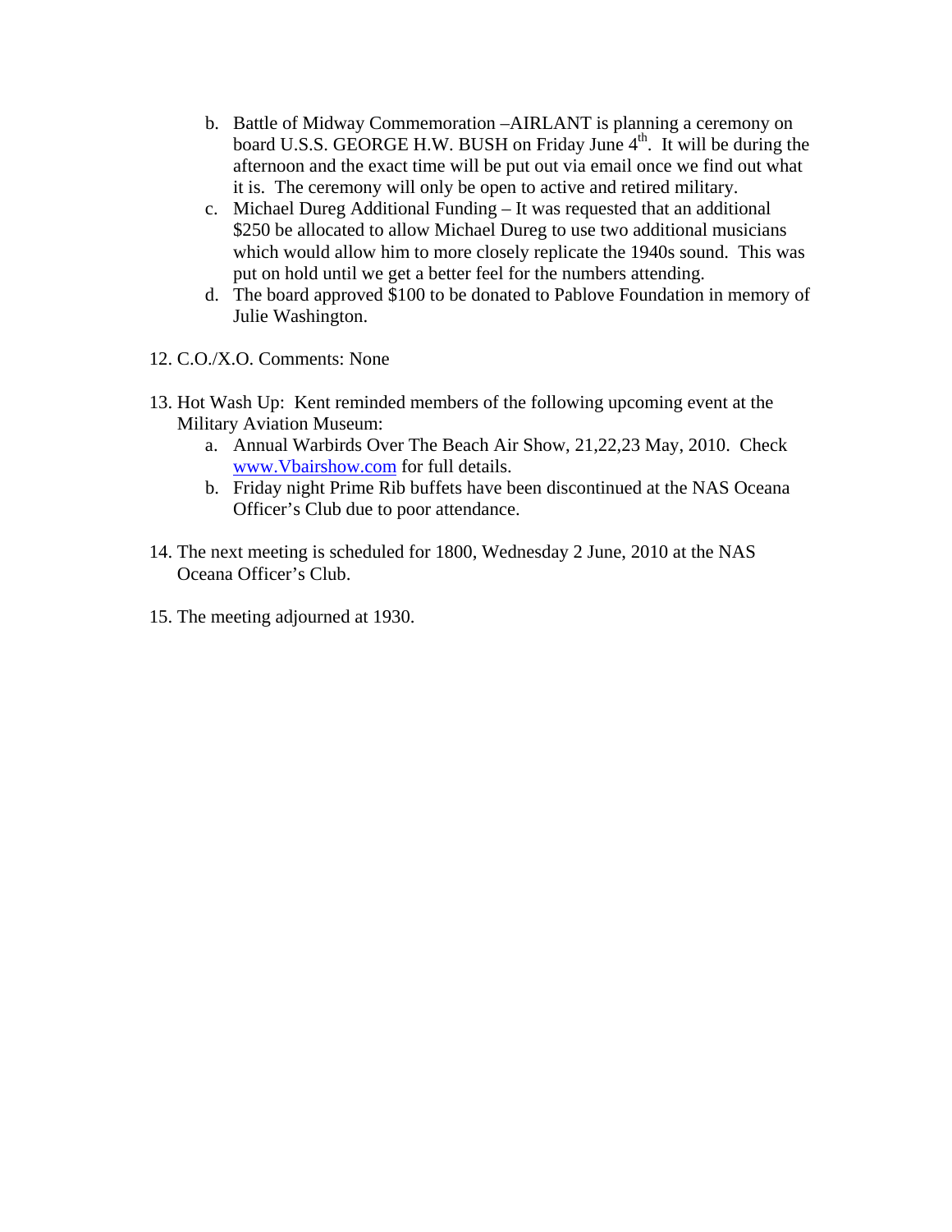b. Battle of Midway Commemoration –AIRLANT is planning a ceremony on board U.S.S. GEORGE H.W. BUSH on Friday June 4th. It will be during the afternoon and the exact time will be put out via email once we find out what it is. The ceremony will only be open to active and retired military.
   c. Michael Dureg Additional Funding – It was requested that an additional $250 be allocated to allow Michael Dureg to use two additional musicians which would allow him to more closely replicate the 1940s sound. This was put on hold until we get a better feel for the numbers attending.
   d. The board approved $100 to be donated to Pablove Foundation in memory of Julie Washington.

12. C.O./X.O. Comments: None

13. Hot Wash Up: Kent reminded members of the following upcoming event at the Military Aviation Museum:
    a. Annual Warbirds Over The Beach Air Show, 21,22,23 May, 2010. Check www.Vbairshow.com for full details.
    b. Friday night Prime Rib buffets have been discontinued at the NAS Oceana Officer's Club due to poor attendance.

14. The next meeting is scheduled for 1800, Wednesday 2 June, 2010 at the NAS Oceana Officer's Club.

15. The meeting adjourned at 1930.